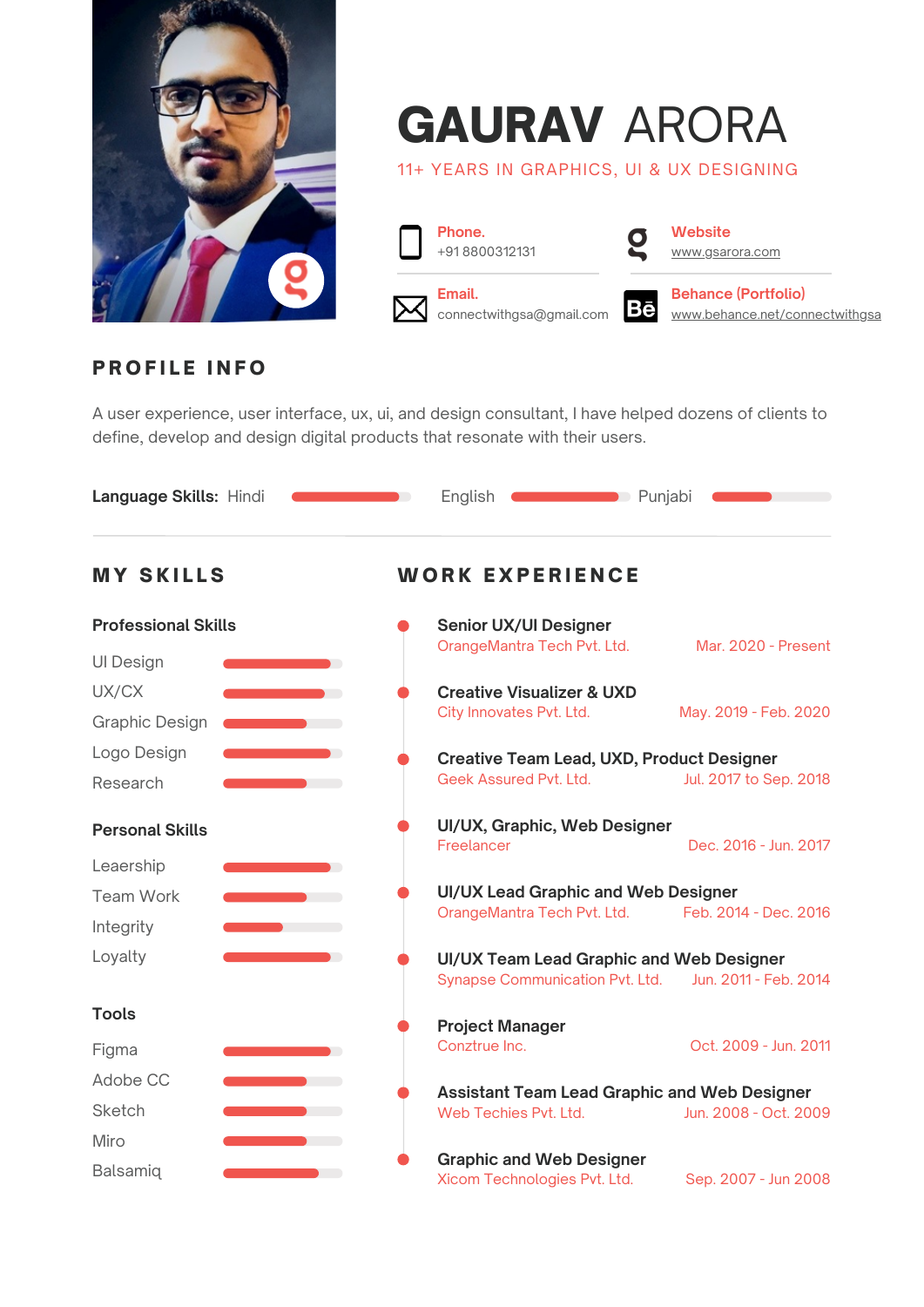# GAURAV ARORA

11+ YEARS IN GRAPHICS, UI & UX DESIGNING

**Phone.**
+91 8800312131

**Website**
www.gsarora.com

**Email.**
connectwithgsa@gmail.com

**Behance (Portfolio)**
www.behance.net/connectwithgsa

## PROFILE INFO

A user experience, user interface, ux, ui, and design consultant, I have helped dozens of clients to define, develop and design digital products that resonate with their users.

**Language Skills:** Hindi English Punjabi

## MY SKILLS

### Professional Skills

- UI Design
- UX/CX
- Graphic Design
- Logo Design
- Research

### Personal Skills

- Leaership
- Team Work
- Integrity
- Loyalty

### Tools

- Figma
- Adobe CC
- Sketch
- Miro
- Balsamiq

## WORK EXPERIENCE

**Senior UX/UI Designer**
OrangeMantra Tech Pvt. Ltd. — Mar. 2020 - Present

**Creative Visualizer & UXD**
City Innovates Pvt. Ltd. — May. 2019 - Feb. 2020

**Creative Team Lead, UXD, Product Designer**
Geek Assured Pvt. Ltd. — Jul. 2017 to Sep. 2018

**UI/UX, Graphic, Web Designer**
Freelancer — Dec. 2016 - Jun. 2017

**UI/UX Lead Graphic and Web Designer**
OrangeMantra Tech Pvt. Ltd. — Feb. 2014 - Dec. 2016

**UI/UX Team Lead Graphic and Web Designer**
Synapse Communication Pvt. Ltd. — Jun. 2011 - Feb. 2014

**Project Manager**
Conztrue Inc. — Oct. 2009 - Jun. 2011

**Assistant Team Lead Graphic and Web Designer**
Web Techies Pvt. Ltd. — Jun. 2008 - Oct. 2009

**Graphic and Web Designer**
Xicom Technologies Pvt. Ltd. — Sep. 2007 - Jun 2008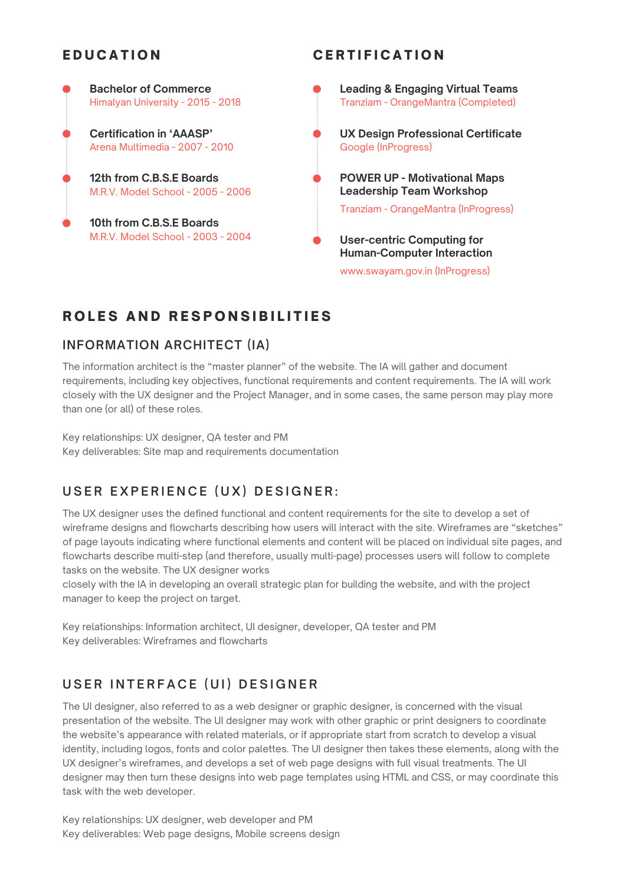## EDUCATION

- **Bachelor of Commerce**
  Himalyan University - 2015 - 2018

- **Certification in 'AAASP'**
  Arena Multimedia - 2007 - 2010

- **12th from C.B.S.E Boards**
  M.R.V. Model School - 2005 - 2006

- **10th from C.B.S.E Boards**
  M.R.V. Model School - 2003 - 2004

## CERTIFICATION

- **Leading & Engaging Virtual Teams**
  Tranziam - OrangeMantra (Completed)

- **UX Design Professional Certificate**
  Google (InProgress)

- **POWER UP - Motivational Maps Leadership Team Workshop**
  Tranziam - OrangeMantra (InProgress)

- **User-centric Computing for Human-Computer Interaction**
  www.swayam.gov.in (InProgress)

## ROLES AND RESPONSIBILITIES

### INFORMATION ARCHITECT (IA)

The information architect is the "master planner" of the website. The IA will gather and document requirements, including key objectives, functional requirements and content requirements. The IA will work closely with the UX designer and the Project Manager, and in some cases, the same person may play more than one (or all) of these roles.

Key relationships: UX designer, QA tester and PM
Key deliverables: Site map and requirements documentation

### USER EXPERIENCE (UX) DESIGNER:

The UX designer uses the defined functional and content requirements for the site to develop a set of wireframe designs and flowcharts describing how users will interact with the site. Wireframes are "sketches" of page layouts indicating where functional elements and content will be placed on individual site pages, and flowcharts describe multi-step (and therefore, usually multi-page) processes users will follow to complete tasks on the website. The UX designer works
closely with the IA in developing an overall strategic plan for building the website, and with the project manager to keep the project on target.

Key relationships: Information architect, UI designer, developer, QA tester and PM
Key deliverables: Wireframes and flowcharts

### USER INTERFACE (UI) DESIGNER

The UI designer, also referred to as a web designer or graphic designer, is concerned with the visual presentation of the website. The UI designer may work with other graphic or print designers to coordinate the website's appearance with related materials, or if appropriate start from scratch to develop a visual identity, including logos, fonts and color palettes. The UI designer then takes these elements, along with the UX designer's wireframes, and develops a set of web page designs with full visual treatments. The UI designer may then turn these designs into web page templates using HTML and CSS, or may coordinate this task with the web developer.

Key relationships: UX designer, web developer and PM
Key deliverables: Web page designs, Mobile screens design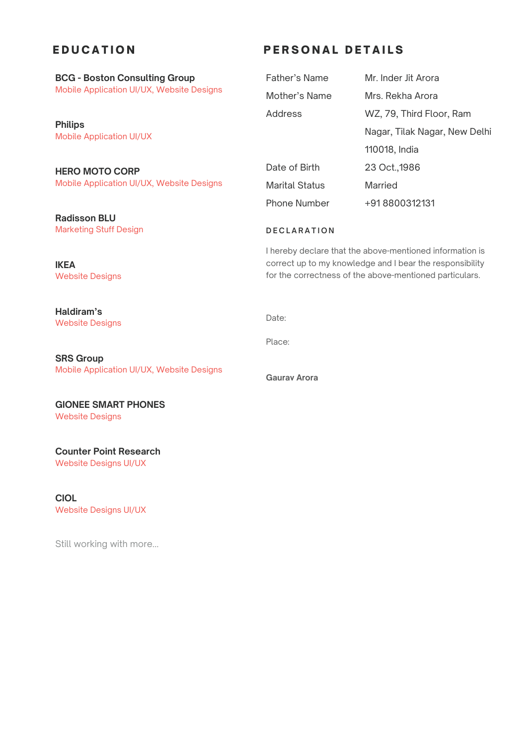## EDUCATION

**BCG - Boston Consulting Group**
Mobile Application UI/UX, Website Designs

**Philips**
Mobile Application UI/UX

**HERO MOTO CORP**
Mobile Application UI/UX, Website Designs

**Radisson BLU**
Marketing Stuff Design

**IKEA**
Website Designs

**Haldiram's**
Website Designs

**SRS Group**
Mobile Application UI/UX, Website Designs

**GIONEE SMART PHONES**
Website Designs

**Counter Point Research**
Website Designs UI/UX

**CIOL**
Website Designs UI/UX

Still working with more...

## PERSONAL DETAILS

| | |
|---|---|
| Father's Name | Mr. Inder Jit Arora |
| Mother's Name | Mrs. Rekha Arora |
| Address | WZ, 79, Third Floor, Ram Nagar, Tilak Nagar, New Delhi 110018, India |
| Date of Birth | 23 Oct.,1986 |
| Marital Status | Married |
| Phone Number | +91 8800312131 |

### DECLARATION

I hereby declare that the above-mentioned information is correct up to my knowledge and I bear the responsibility for the correctness of the above-mentioned particulars.

Date:

Place:

**Gaurav Arora**